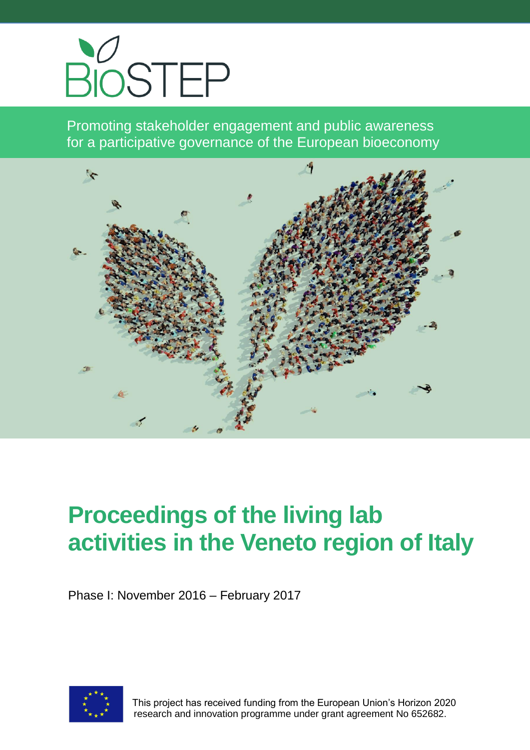BIOSTEP

Promoting stakeholder engagement and public awareness for a participative governance of the European bioeconomy

# Proceedings of the living lab activities in the Veneto region of Italy

Phase I: November 2016 – February 2017

This project has received funding from the European Union's Horizon 2020 research and innovation programme under grant agreement No 652682.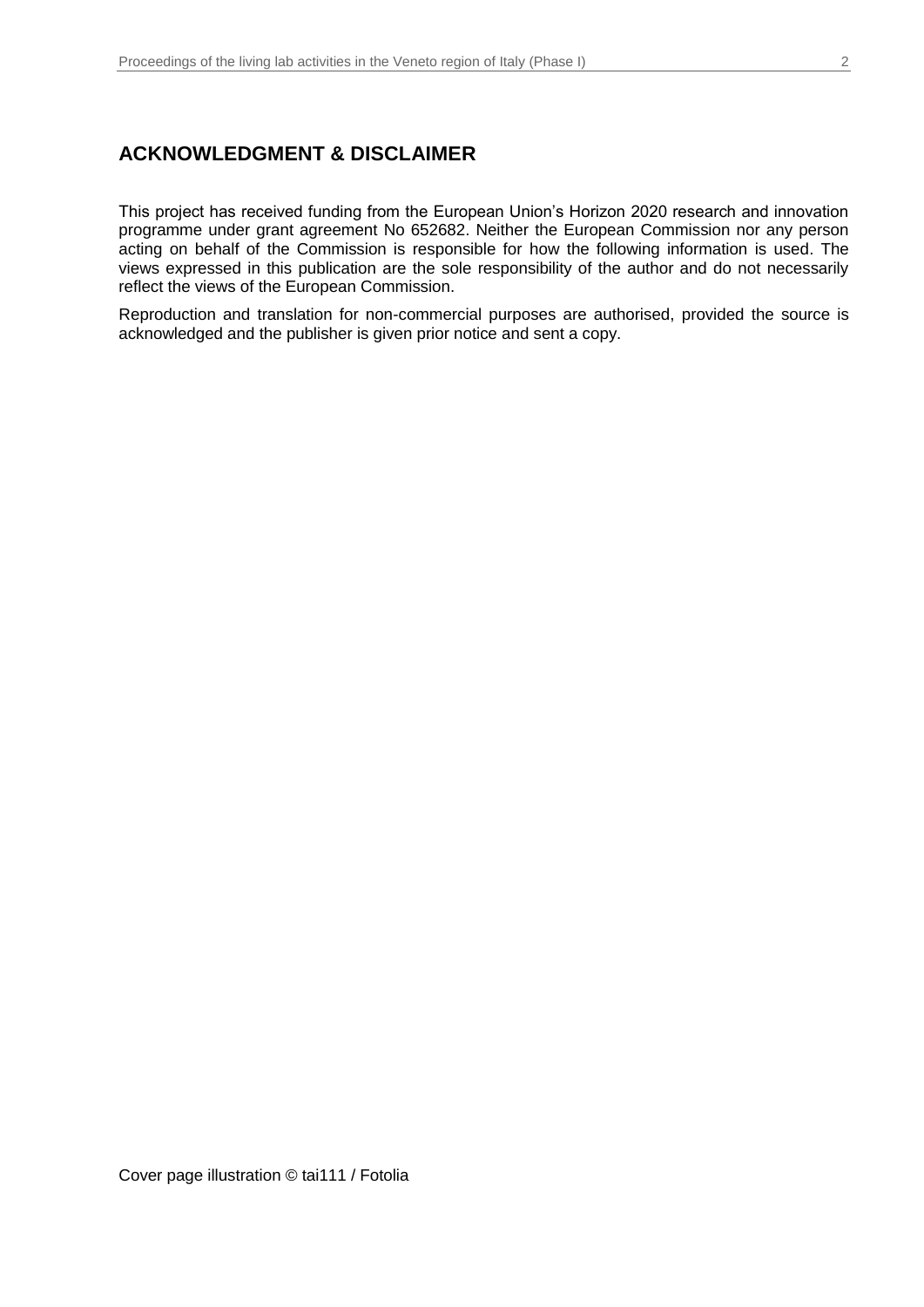## ACKNOWLEDGMENT & DISCLAIMER

This project has received funding from the European Union's Horizon 2020 research and innovation programme under grant agreement No 652682. Neither the European Commission nor any person acting on behalf of the Commission is responsible for how the following information is used. The views expressed in this publication are the sole responsibility of the author and do not necessarily reflect the views of the European Commission.

Reproduction and translation for non-commercial purposes are authorised, provided the source is acknowledged and the publisher is given prior notice and sent a copy.

Cover page illustration © tai111 / Fotolia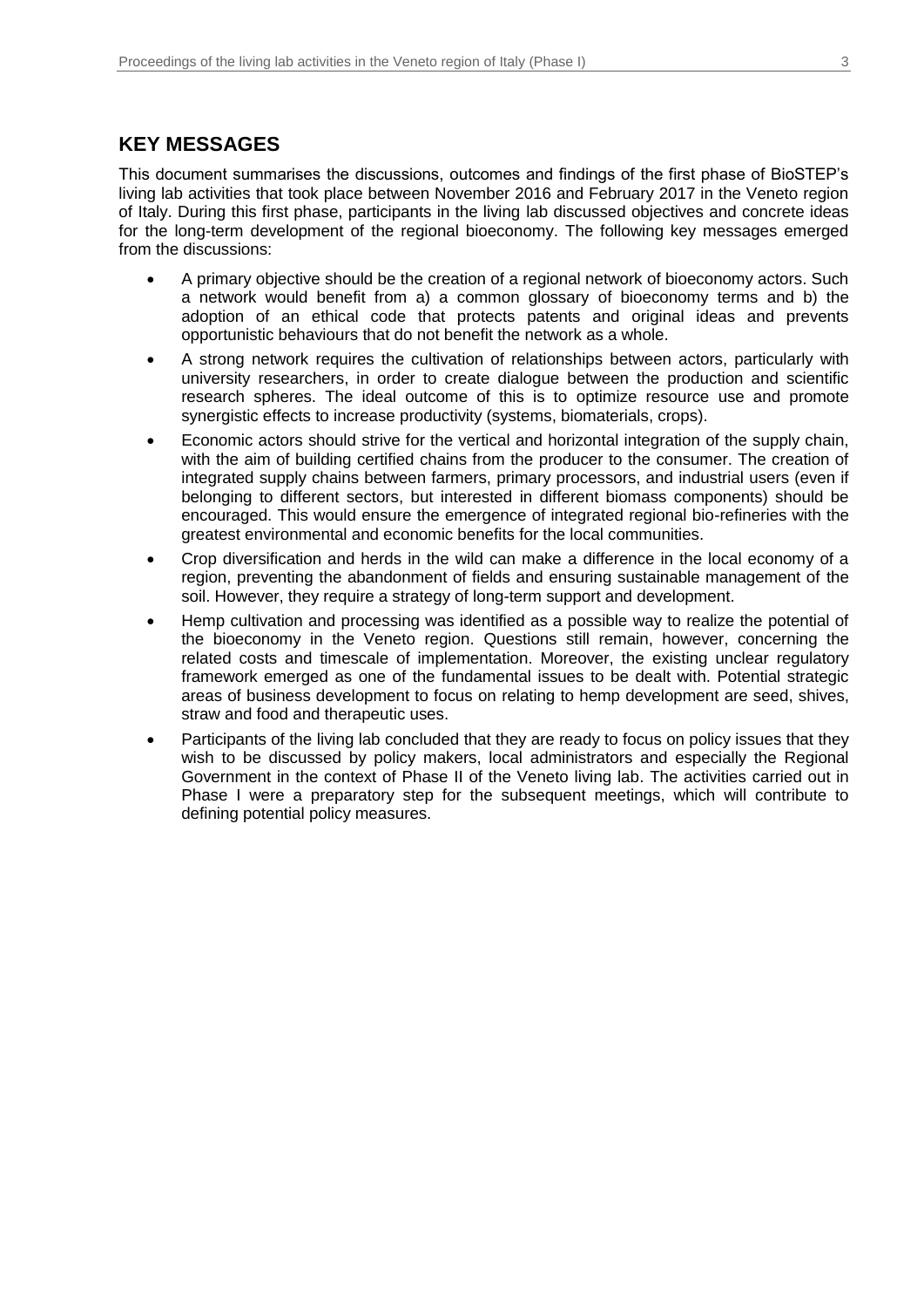## KEY MESSAGES

This document summarises the discussions, outcomes and findings of the first phase of BioSTEP's living lab activities that took place between November 2016 and February 2017 in the Veneto region of Italy. During this first phase, participants in the living lab discussed objectives and concrete ideas for the long-term development of the regional bioeconomy. The following key messages emerged from the discussions:

- A primary objective should be the creation of a regional network of bioeconomy actors. Such a network would benefit from a) a common glossary of bioeconomy terms and b) the adoption of an ethical code that protects patents and original ideas and prevents opportunistic behaviours that do not benefit the network as a whole.
- A strong network requires the cultivation of relationships between actors, particularly with university researchers, in order to create dialogue between the production and scientific research spheres. The ideal outcome of this is to optimize resource use and promote synergistic effects to increase productivity (systems, biomaterials, crops).
- Economic actors should strive for the vertical and horizontal integration of the supply chain, with the aim of building certified chains from the producer to the consumer. The creation of integrated supply chains between farmers, primary processors, and industrial users (even if belonging to different sectors, but interested in different biomass components) should be encouraged. This would ensure the emergence of integrated regional bio-refineries with the greatest environmental and economic benefits for the local communities.
- Crop diversification and herds in the wild can make a difference in the local economy of a region, preventing the abandonment of fields and ensuring sustainable management of the soil. However, they require a strategy of long-term support and development.
- Hemp cultivation and processing was identified as a possible way to realize the potential of the bioeconomy in the Veneto region. Questions still remain, however, concerning the related costs and timescale of implementation. Moreover, the existing unclear regulatory framework emerged as one of the fundamental issues to be dealt with. Potential strategic areas of business development to focus on relating to hemp development are seed, shives, straw and food and therapeutic uses.
- Participants of the living lab concluded that they are ready to focus on policy issues that they wish to be discussed by policy makers, local administrators and especially the Regional Government in the context of Phase II of the Veneto living lab. The activities carried out in Phase I were a preparatory step for the subsequent meetings, which will contribute to defining potential policy measures.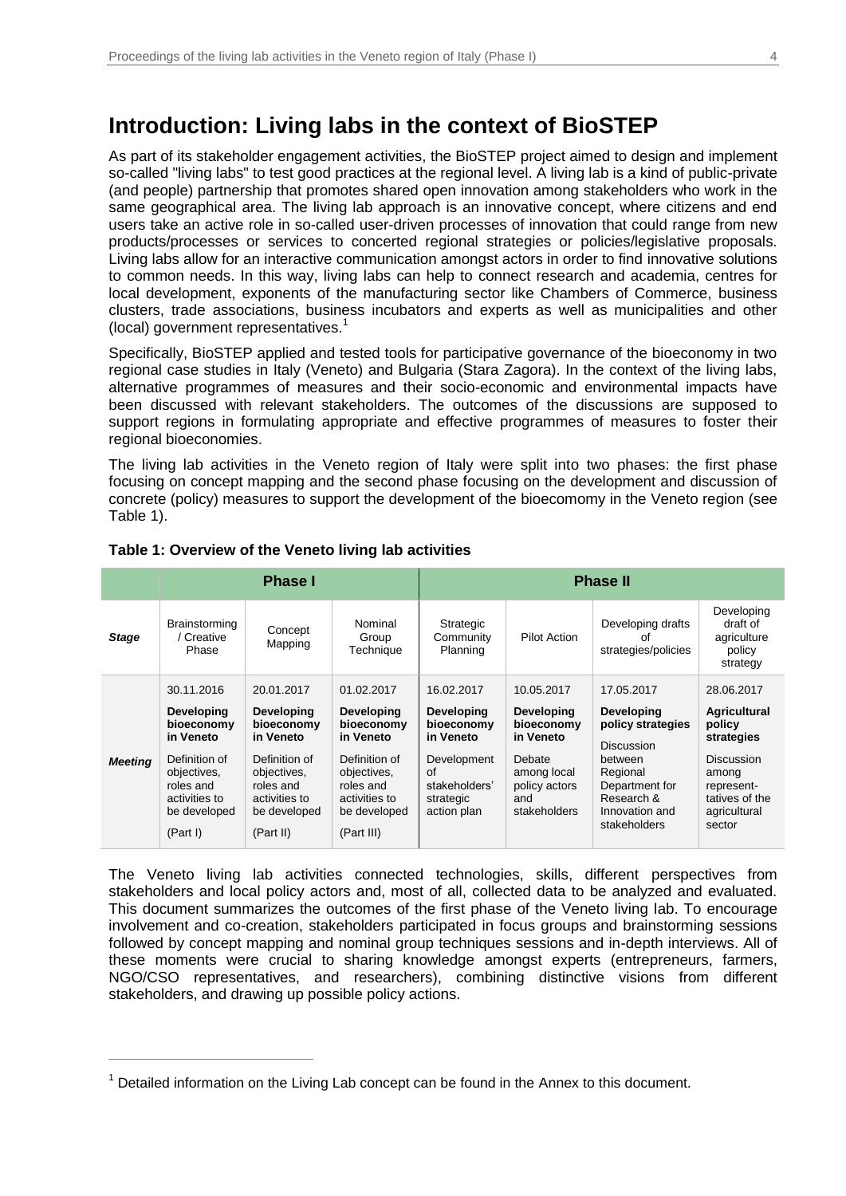# Introduction: Living labs in the context of BioSTEP

As part of its stakeholder engagement activities, the BioSTEP project aimed to design and implement so-called "living labs" to test good practices at the regional level. A living lab is a kind of public-private (and people) partnership that promotes shared open innovation among stakeholders who work in the same geographical area. The living lab approach is an innovative concept, where citizens and end users take an active role in so-called user-driven processes of innovation that could range from new products/processes or services to concerted regional strategies or policies/legislative proposals. Living labs allow for an interactive communication amongst actors in order to find innovative solutions to common needs. In this way, living labs can help to connect research and academia, centres for local development, exponents of the manufacturing sector like Chambers of Commerce, business clusters, trade associations, business incubators and experts as well as municipalities and other (local) government representatives.[1]

Specifically, BioSTEP applied and tested tools for participative governance of the bioeconomy in two regional case studies in Italy (Veneto) and Bulgaria (Stara Zagora). In the context of the living labs, alternative programmes of measures and their socio-economic and environmental impacts have been discussed with relevant stakeholders. The outcomes of the discussions are supposed to support regions in formulating appropriate and effective programmes of measures to foster their regional bioeconomies.

The living lab activities in the Veneto region of Italy were split into two phases: the first phase focusing on concept mapping and the second phase focusing on the development and discussion of concrete (policy) measures to support the development of the bioecomomy in the Veneto region (see Table 1).

**Table 1: Overview of the Veneto living lab activities**

| | Phase I | | | Phase II | | | |
|---|---|---|---|---|---|---|---|
| ***Stage*** | Brainstorming / Creative Phase | Concept Mapping | Nominal Group Technique | Strategic Community Planning | Pilot Action | Developing drafts of strategies/policies | Developing draft of agriculture policy strategy |
| ***Meeting*** | 30.11.2016<br>**Developing bioeconomy in Veneto**<br>Definition of objectives, roles and activities to be developed<br>(Part I) | 20.01.2017<br>**Developing bioeconomy in Veneto**<br>Definition of objectives, roles and activities to be developed<br>(Part II) | 01.02.2017<br>**Developing bioeconomy in Veneto**<br>Definition of objectives, roles and activities to be developed<br>(Part III) | 16.02.2017<br>**Developing bioeconomy in Veneto**<br>Development of stakeholders' strategic action plan | 10.05.2017<br>**Developing bioeconomy in Veneto**<br>Debate among local policy actors and stakeholders | 17.05.2017<br>**Developing policy strategies**<br>Discussion between Regional Department for Research & Innovation and stakeholders | 28.06.2017<br>**Agricultural policy strategies**<br>Discussion among represent-tatives of the agricultural sector |

The Veneto living lab activities connected technologies, skills, different perspectives from stakeholders and local policy actors and, most of all, collected data to be analyzed and evaluated. This document summarizes the outcomes of the first phase of the Veneto living lab. To encourage involvement and co-creation, stakeholders participated in focus groups and brainstorming sessions followed by concept mapping and nominal group techniques sessions and in-depth interviews. All of these moments were crucial to sharing knowledge amongst experts (entrepreneurs, farmers, NGO/CSO representatives, and researchers), combining distinctive visions from different stakeholders, and drawing up possible policy actions.

[1] Detailed information on the Living Lab concept can be found in the Annex to this document.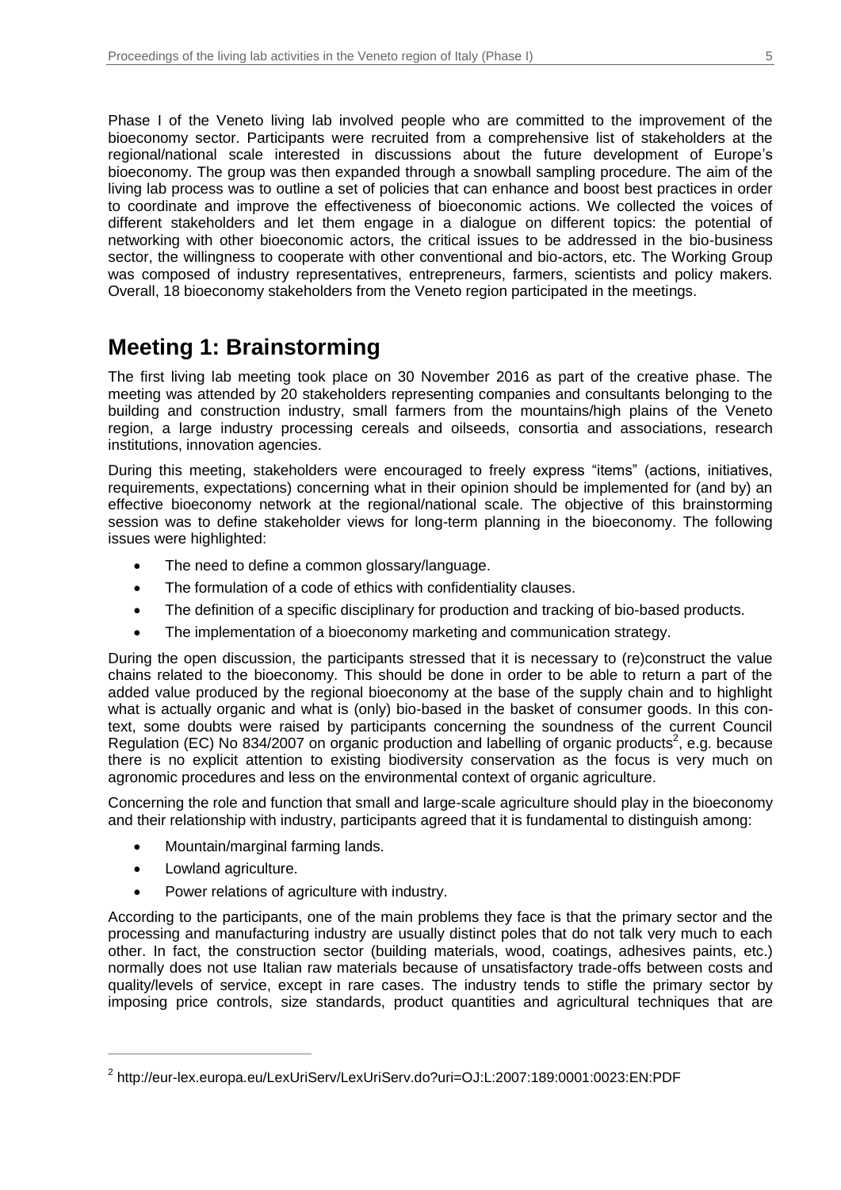Phase I of the Veneto living lab involved people who are committed to the improvement of the bioeconomy sector. Participants were recruited from a comprehensive list of stakeholders at the regional/national scale interested in discussions about the future development of Europe's bioeconomy. The group was then expanded through a snowball sampling procedure. The aim of the living lab process was to outline a set of policies that can enhance and boost best practices in order to coordinate and improve the effectiveness of bioeconomic actions. We collected the voices of different stakeholders and let them engage in a dialogue on different topics: the potential of networking with other bioeconomic actors, the critical issues to be addressed in the bio-business sector, the willingness to cooperate with other conventional and bio-actors, etc. The Working Group was composed of industry representatives, entrepreneurs, farmers, scientists and policy makers. Overall, 18 bioeconomy stakeholders from the Veneto region participated in the meetings.

# Meeting 1: Brainstorming

The first living lab meeting took place on 30 November 2016 as part of the creative phase. The meeting was attended by 20 stakeholders representing companies and consultants belonging to the building and construction industry, small farmers from the mountains/high plains of the Veneto region, a large industry processing cereals and oilseeds, consortia and associations, research institutions, innovation agencies.

During this meeting, stakeholders were encouraged to freely express "items" (actions, initiatives, requirements, expectations) concerning what in their opinion should be implemented for (and by) an effective bioeconomy network at the regional/national scale. The objective of this brainstorming session was to define stakeholder views for long-term planning in the bioeconomy. The following issues were highlighted:

- The need to define a common glossary/language.
- The formulation of a code of ethics with confidentiality clauses.
- The definition of a specific disciplinary for production and tracking of bio-based products.
- The implementation of a bioeconomy marketing and communication strategy.

During the open discussion, the participants stressed that it is necessary to (re)construct the value chains related to the bioeconomy. This should be done in order to be able to return a part of the added value produced by the regional bioeconomy at the base of the supply chain and to highlight what is actually organic and what is (only) bio-based in the basket of consumer goods. In this context, some doubts were raised by participants concerning the soundness of the current Council Regulation (EC) No 834/2007 on organic production and labelling of organic products[2], e.g. because there is no explicit attention to existing biodiversity conservation as the focus is very much on agronomic procedures and less on the environmental context of organic agriculture.

Concerning the role and function that small and large-scale agriculture should play in the bioeconomy and their relationship with industry, participants agreed that it is fundamental to distinguish among:

- Mountain/marginal farming lands.
- Lowland agriculture.
- Power relations of agriculture with industry.

According to the participants, one of the main problems they face is that the primary sector and the processing and manufacturing industry are usually distinct poles that do not talk very much to each other. In fact, the construction sector (building materials, wood, coatings, adhesives paints, etc.) normally does not use Italian raw materials because of unsatisfactory trade-offs between costs and quality/levels of service, except in rare cases. The industry tends to stifle the primary sector by imposing price controls, size standards, product quantities and agricultural techniques that are

[2] http://eur-lex.europa.eu/LexUriServ/LexUriServ.do?uri=OJ:L:2007:189:0001:0023:EN:PDF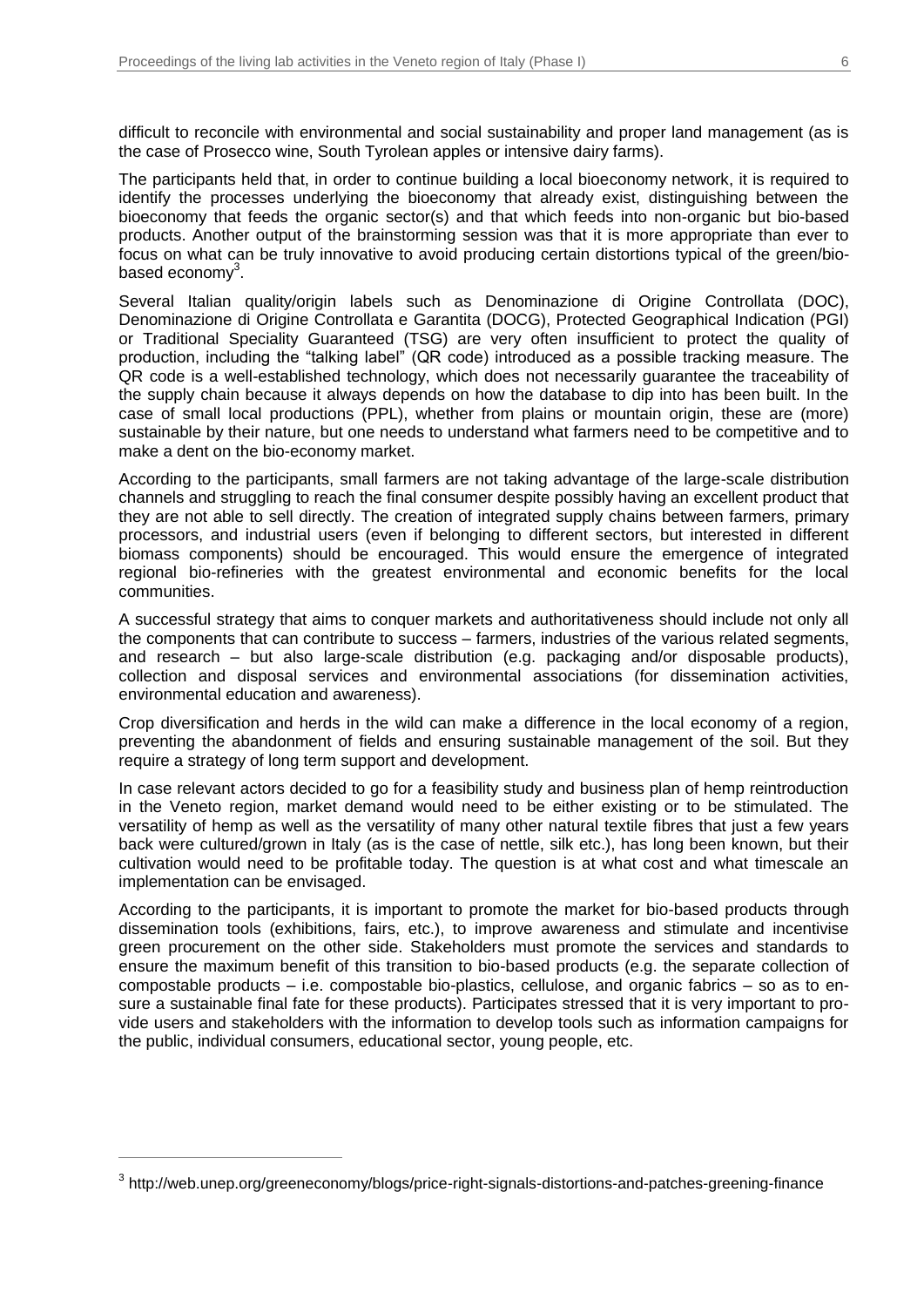difficult to reconcile with environmental and social sustainability and proper land management (as is the case of Prosecco wine, South Tyrolean apples or intensive dairy farms).

The participants held that, in order to continue building a local bioeconomy network, it is required to identify the processes underlying the bioeconomy that already exist, distinguishing between the bioeconomy that feeds the organic sector(s) and that which feeds into non-organic but bio-based products. Another output of the brainstorming session was that it is more appropriate than ever to focus on what can be truly innovative to avoid producing certain distortions typical of the green/bio-based economy[3].

Several Italian quality/origin labels such as Denominazione di Origine Controllata (DOC), Denominazione di Origine Controllata e Garantita (DOCG), Protected Geographical Indication (PGI) or Traditional Speciality Guaranteed (TSG) are very often insufficient to protect the quality of production, including the "talking label" (QR code) introduced as a possible tracking measure. The QR code is a well-established technology, which does not necessarily guarantee the traceability of the supply chain because it always depends on how the database to dip into has been built. In the case of small local productions (PPL), whether from plains or mountain origin, these are (more) sustainable by their nature, but one needs to understand what farmers need to be competitive and to make a dent on the bio-economy market.

According to the participants, small farmers are not taking advantage of the large-scale distribution channels and struggling to reach the final consumer despite possibly having an excellent product that they are not able to sell directly. The creation of integrated supply chains between farmers, primary processors, and industrial users (even if belonging to different sectors, but interested in different biomass components) should be encouraged. This would ensure the emergence of integrated regional bio-refineries with the greatest environmental and economic benefits for the local communities.

A successful strategy that aims to conquer markets and authoritativeness should include not only all the components that can contribute to success – farmers, industries of the various related segments, and research – but also large-scale distribution (e.g. packaging and/or disposable products), collection and disposal services and environmental associations (for dissemination activities, environmental education and awareness).

Crop diversification and herds in the wild can make a difference in the local economy of a region, preventing the abandonment of fields and ensuring sustainable management of the soil. But they require a strategy of long term support and development.

In case relevant actors decided to go for a feasibility study and business plan of hemp reintroduction in the Veneto region, market demand would need to be either existing or to be stimulated. The versatility of hemp as well as the versatility of many other natural textile fibres that just a few years back were cultured/grown in Italy (as is the case of nettle, silk etc.), has long been known, but their cultivation would need to be profitable today. The question is at what cost and what timescale an implementation can be envisaged.

According to the participants, it is important to promote the market for bio-based products through dissemination tools (exhibitions, fairs, etc.), to improve awareness and stimulate and incentivise green procurement on the other side. Stakeholders must promote the services and standards to ensure the maximum benefit of this transition to bio-based products (e.g. the separate collection of compostable products – i.e. compostable bio-plastics, cellulose, and organic fabrics – so as to ensure a sustainable final fate for these products). Participates stressed that it is very important to provide users and stakeholders with the information to develop tools such as information campaigns for the public, individual consumers, educational sector, young people, etc.

[3] http://web.unep.org/greeneconomy/blogs/price-right-signals-distortions-and-patches-greening-finance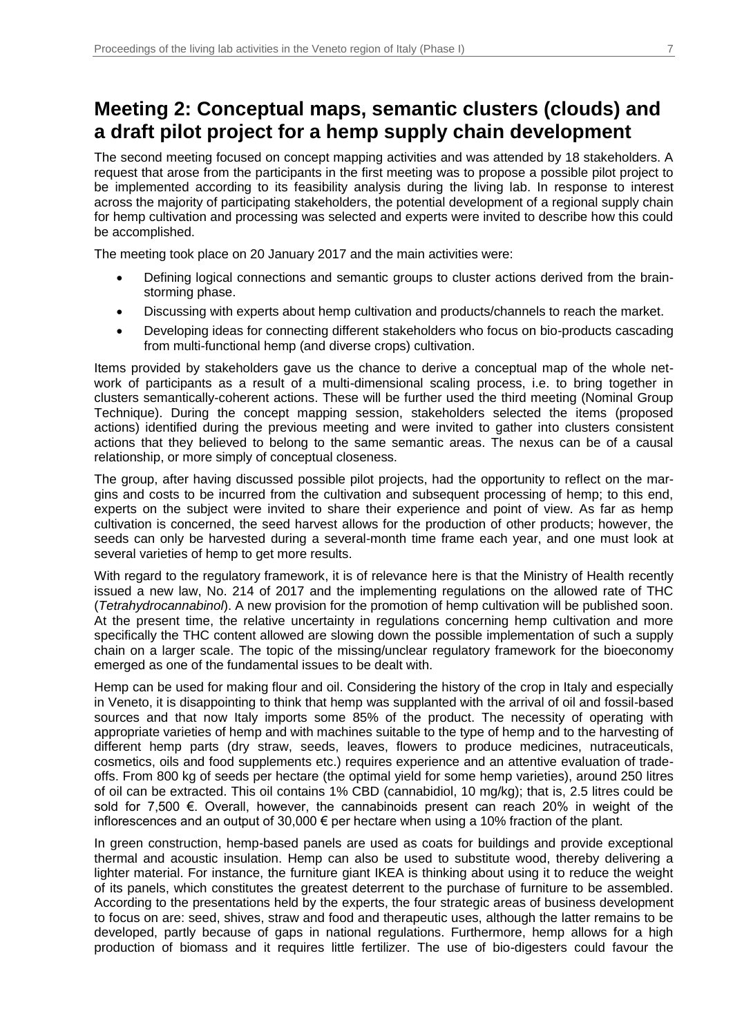## Meeting 2: Conceptual maps, semantic clusters (clouds) and a draft pilot project for a hemp supply chain development

The second meeting focused on concept mapping activities and was attended by 18 stakeholders. A request that arose from the participants in the first meeting was to propose a possible pilot project to be implemented according to its feasibility analysis during the living lab. In response to interest across the majority of participating stakeholders, the potential development of a regional supply chain for hemp cultivation and processing was selected and experts were invited to describe how this could be accomplished.

The meeting took place on 20 January 2017 and the main activities were:

- Defining logical connections and semantic groups to cluster actions derived from the brainstorming phase.
- Discussing with experts about hemp cultivation and products/channels to reach the market.
- Developing ideas for connecting different stakeholders who focus on bio-products cascading from multi-functional hemp (and diverse crops) cultivation.

Items provided by stakeholders gave us the chance to derive a conceptual map of the whole network of participants as a result of a multi-dimensional scaling process, i.e. to bring together in clusters semantically-coherent actions. These will be further used the third meeting (Nominal Group Technique). During the concept mapping session, stakeholders selected the items (proposed actions) identified during the previous meeting and were invited to gather into clusters consistent actions that they believed to belong to the same semantic areas. The nexus can be of a causal relationship, or more simply of conceptual closeness.

The group, after having discussed possible pilot projects, had the opportunity to reflect on the margins and costs to be incurred from the cultivation and subsequent processing of hemp; to this end, experts on the subject were invited to share their experience and point of view. As far as hemp cultivation is concerned, the seed harvest allows for the production of other products; however, the seeds can only be harvested during a several-month time frame each year, and one must look at several varieties of hemp to get more results.

With regard to the regulatory framework, it is of relevance here is that the Ministry of Health recently issued a new law, No. 214 of 2017 and the implementing regulations on the allowed rate of THC (*Tetrahydrocannabinol*). A new provision for the promotion of hemp cultivation will be published soon. At the present time, the relative uncertainty in regulations concerning hemp cultivation and more specifically the THC content allowed are slowing down the possible implementation of such a supply chain on a larger scale. The topic of the missing/unclear regulatory framework for the bioeconomy emerged as one of the fundamental issues to be dealt with.

Hemp can be used for making flour and oil. Considering the history of the crop in Italy and especially in Veneto, it is disappointing to think that hemp was supplanted with the arrival of oil and fossil-based sources and that now Italy imports some 85% of the product. The necessity of operating with appropriate varieties of hemp and with machines suitable to the type of hemp and to the harvesting of different hemp parts (dry straw, seeds, leaves, flowers to produce medicines, nutraceuticals, cosmetics, oils and food supplements etc.) requires experience and an attentive evaluation of trade-offs. From 800 kg of seeds per hectare (the optimal yield for some hemp varieties), around 250 litres of oil can be extracted. This oil contains 1% CBD (cannabidiol, 10 mg/kg); that is, 2.5 litres could be sold for 7,500 €. Overall, however, the cannabinoids present can reach 20% in weight of the inflorescences and an output of 30,000 € per hectare when using a 10% fraction of the plant.

In green construction, hemp-based panels are used as coats for buildings and provide exceptional thermal and acoustic insulation. Hemp can also be used to substitute wood, thereby delivering a lighter material. For instance, the furniture giant IKEA is thinking about using it to reduce the weight of its panels, which constitutes the greatest deterrent to the purchase of furniture to be assembled. According to the presentations held by the experts, the four strategic areas of business development to focus on are: seed, shives, straw and food and therapeutic uses, although the latter remains to be developed, partly because of gaps in national regulations. Furthermore, hemp allows for a high production of biomass and it requires little fertilizer. The use of bio-digesters could favour the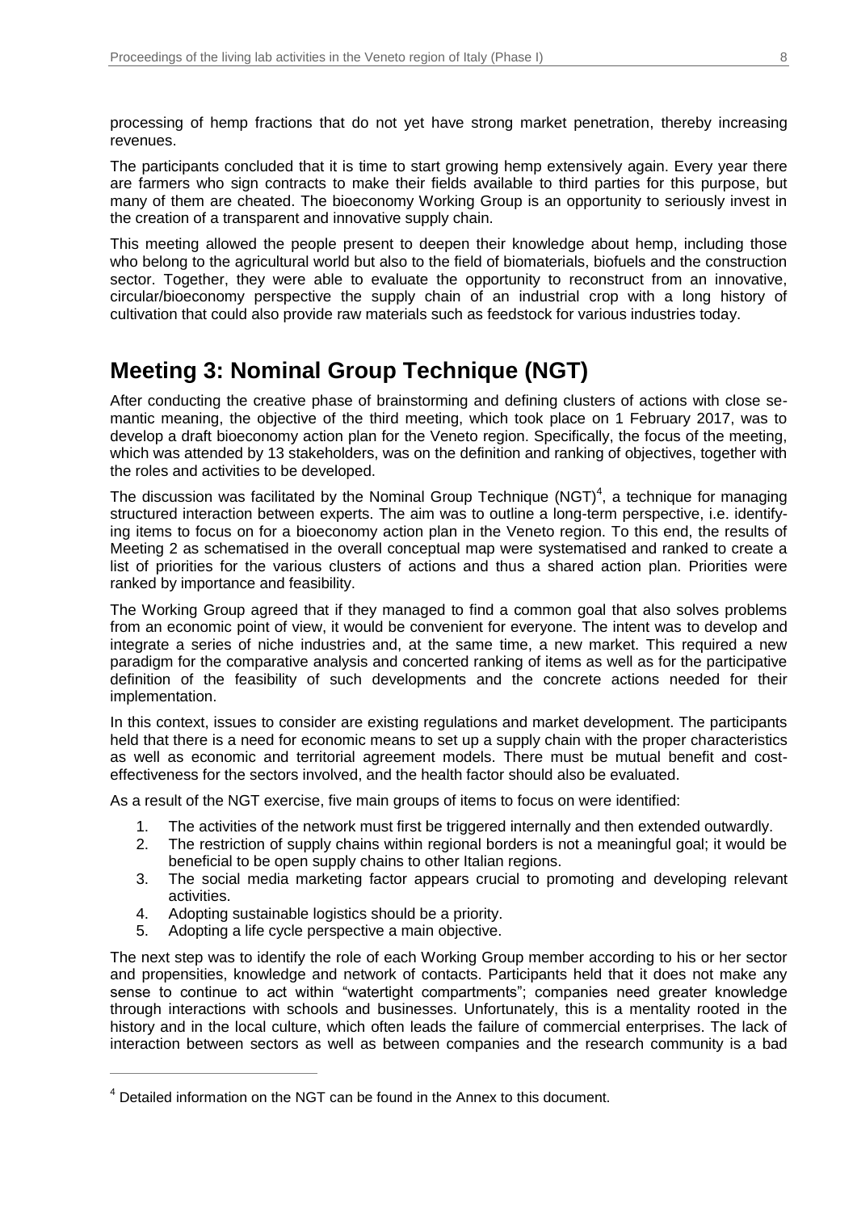processing of hemp fractions that do not yet have strong market penetration, thereby increasing revenues.

The participants concluded that it is time to start growing hemp extensively again. Every year there are farmers who sign contracts to make their fields available to third parties for this purpose, but many of them are cheated. The bioeconomy Working Group is an opportunity to seriously invest in the creation of a transparent and innovative supply chain.

This meeting allowed the people present to deepen their knowledge about hemp, including those who belong to the agricultural world but also to the field of biomaterials, biofuels and the construction sector. Together, they were able to evaluate the opportunity to reconstruct from an innovative, circular/bioeconomy perspective the supply chain of an industrial crop with a long history of cultivation that could also provide raw materials such as feedstock for various industries today.

# Meeting 3: Nominal Group Technique (NGT)

After conducting the creative phase of brainstorming and defining clusters of actions with close semantic meaning, the objective of the third meeting, which took place on 1 February 2017, was to develop a draft bioeconomy action plan for the Veneto region. Specifically, the focus of the meeting, which was attended by 13 stakeholders, was on the definition and ranking of objectives, together with the roles and activities to be developed.

The discussion was facilitated by the Nominal Group Technique (NGT)[4], a technique for managing structured interaction between experts. The aim was to outline a long-term perspective, i.e. identifying items to focus on for a bioeconomy action plan in the Veneto region. To this end, the results of Meeting 2 as schematised in the overall conceptual map were systematised and ranked to create a list of priorities for the various clusters of actions and thus a shared action plan. Priorities were ranked by importance and feasibility.

The Working Group agreed that if they managed to find a common goal that also solves problems from an economic point of view, it would be convenient for everyone. The intent was to develop and integrate a series of niche industries and, at the same time, a new market. This required a new paradigm for the comparative analysis and concerted ranking of items as well as for the participative definition of the feasibility of such developments and the concrete actions needed for their implementation.

In this context, issues to consider are existing regulations and market development. The participants held that there is a need for economic means to set up a supply chain with the proper characteristics as well as economic and territorial agreement models. There must be mutual benefit and cost-effectiveness for the sectors involved, and the health factor should also be evaluated.

As a result of the NGT exercise, five main groups of items to focus on were identified:

1. The activities of the network must first be triggered internally and then extended outwardly.
2. The restriction of supply chains within regional borders is not a meaningful goal; it would be beneficial to be open supply chains to other Italian regions.
3. The social media marketing factor appears crucial to promoting and developing relevant activities.
4. Adopting sustainable logistics should be a priority.
5. Adopting a life cycle perspective a main objective.

The next step was to identify the role of each Working Group member according to his or her sector and propensities, knowledge and network of contacts. Participants held that it does not make any sense to continue to act within "watertight compartments"; companies need greater knowledge through interactions with schools and businesses. Unfortunately, this is a mentality rooted in the history and in the local culture, which often leads the failure of commercial enterprises. The lack of interaction between sectors as well as between companies and the research community is a bad

[4] Detailed information on the NGT can be found in the Annex to this document.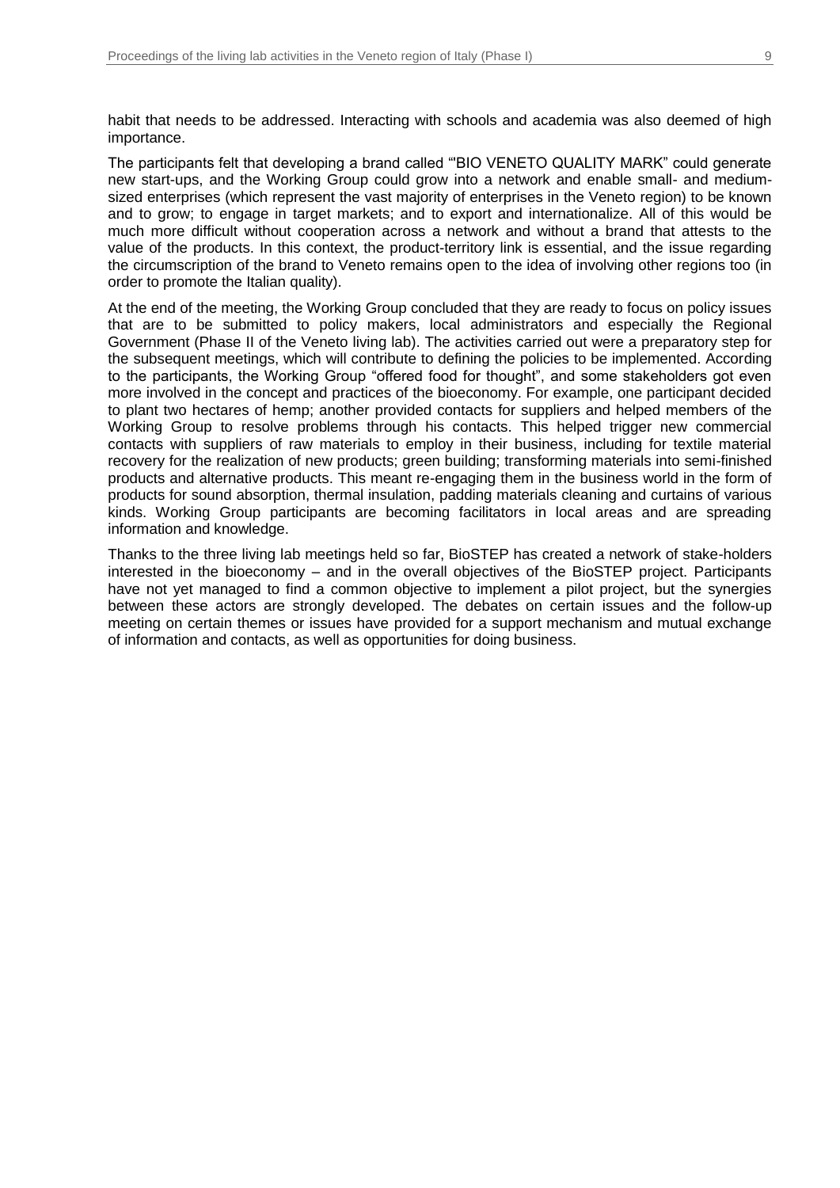habit that needs to be addressed. Interacting with schools and academia was also deemed of high importance.

The participants felt that developing a brand called "'BIO VENETO QUALITY MARK" could generate new start-ups, and the Working Group could grow into a network and enable small- and medium-sized enterprises (which represent the vast majority of enterprises in the Veneto region) to be known and to grow; to engage in target markets; and to export and internationalize. All of this would be much more difficult without cooperation across a network and without a brand that attests to the value of the products. In this context, the product-territory link is essential, and the issue regarding the circumscription of the brand to Veneto remains open to the idea of involving other regions too (in order to promote the Italian quality).

At the end of the meeting, the Working Group concluded that they are ready to focus on policy issues that are to be submitted to policy makers, local administrators and especially the Regional Government (Phase II of the Veneto living lab). The activities carried out were a preparatory step for the subsequent meetings, which will contribute to defining the policies to be implemented. According to the participants, the Working Group "offered food for thought", and some stakeholders got even more involved in the concept and practices of the bioeconomy. For example, one participant decided to plant two hectares of hemp; another provided contacts for suppliers and helped members of the Working Group to resolve problems through his contacts. This helped trigger new commercial contacts with suppliers of raw materials to employ in their business, including for textile material recovery for the realization of new products; green building; transforming materials into semi-finished products and alternative products. This meant re-engaging them in the business world in the form of products for sound absorption, thermal insulation, padding materials cleaning and curtains of various kinds. Working Group participants are becoming facilitators in local areas and are spreading information and knowledge.

Thanks to the three living lab meetings held so far, BioSTEP has created a network of stake-holders interested in the bioeconomy – and in the overall objectives of the BioSTEP project. Participants have not yet managed to find a common objective to implement a pilot project, but the synergies between these actors are strongly developed. The debates on certain issues and the follow-up meeting on certain themes or issues have provided for a support mechanism and mutual exchange of information and contacts, as well as opportunities for doing business.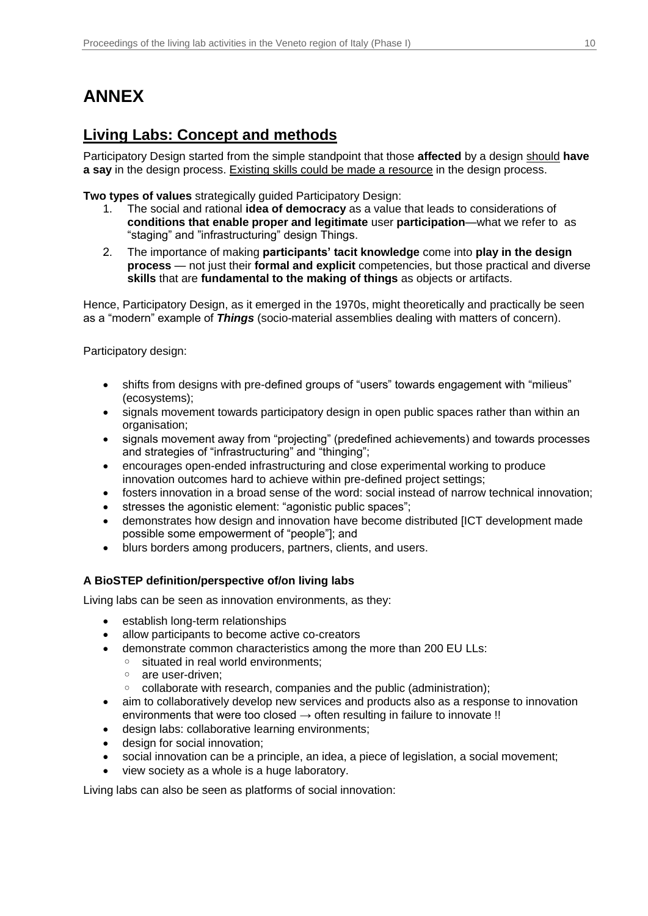# ANNEX

## Living Labs: Concept and methods

Participatory Design started from the simple standpoint that those **affected** by a design should **have a say** in the design process. Existing skills could be made a resource in the design process.

**Two types of values** strategically guided Participatory Design:

1. The social and rational **idea of democracy** as a value that leads to considerations of **conditions that enable proper and legitimate** user **participation**—what we refer to as "staging" and "infrastructuring" design Things.
2. The importance of making **participants' tacit knowledge** come into **play in the design process** — not just their **formal and explicit** competencies, but those practical and diverse **skills** that are **fundamental to the making of things** as objects or artifacts.

Hence, Participatory Design, as it emerged in the 1970s, might theoretically and practically be seen as a "modern" example of ***Things*** (socio-material assemblies dealing with matters of concern).

Participatory design:

- shifts from designs with pre-defined groups of "users" towards engagement with "milieus" (ecosystems);
- signals movement towards participatory design in open public spaces rather than within an organisation;
- signals movement away from "projecting" (predefined achievements) and towards processes and strategies of "infrastructuring" and "thinging";
- encourages open-ended infrastructuring and close experimental working to produce innovation outcomes hard to achieve within pre-defined project settings;
- fosters innovation in a broad sense of the word: social instead of narrow technical innovation;
- stresses the agonistic element: "agonistic public spaces";
- demonstrates how design and innovation have become distributed [ICT development made possible some empowerment of "people"]; and
- blurs borders among producers, partners, clients, and users.

### A BioSTEP definition/perspective of/on living labs

Living labs can be seen as innovation environments, as they:

- establish long-term relationships
- allow participants to become active co-creators
- demonstrate common characteristics among the more than 200 EU LLs:
  - situated in real world environments;
  - are user-driven;
  - collaborate with research, companies and the public (administration);
- aim to collaboratively develop new services and products also as a response to innovation environments that were too closed → often resulting in failure to innovate !!
- design labs: collaborative learning environments;
- design for social innovation;
- social innovation can be a principle, an idea, a piece of legislation, a social movement;
- view society as a whole is a huge laboratory.

Living labs can also be seen as platforms of social innovation: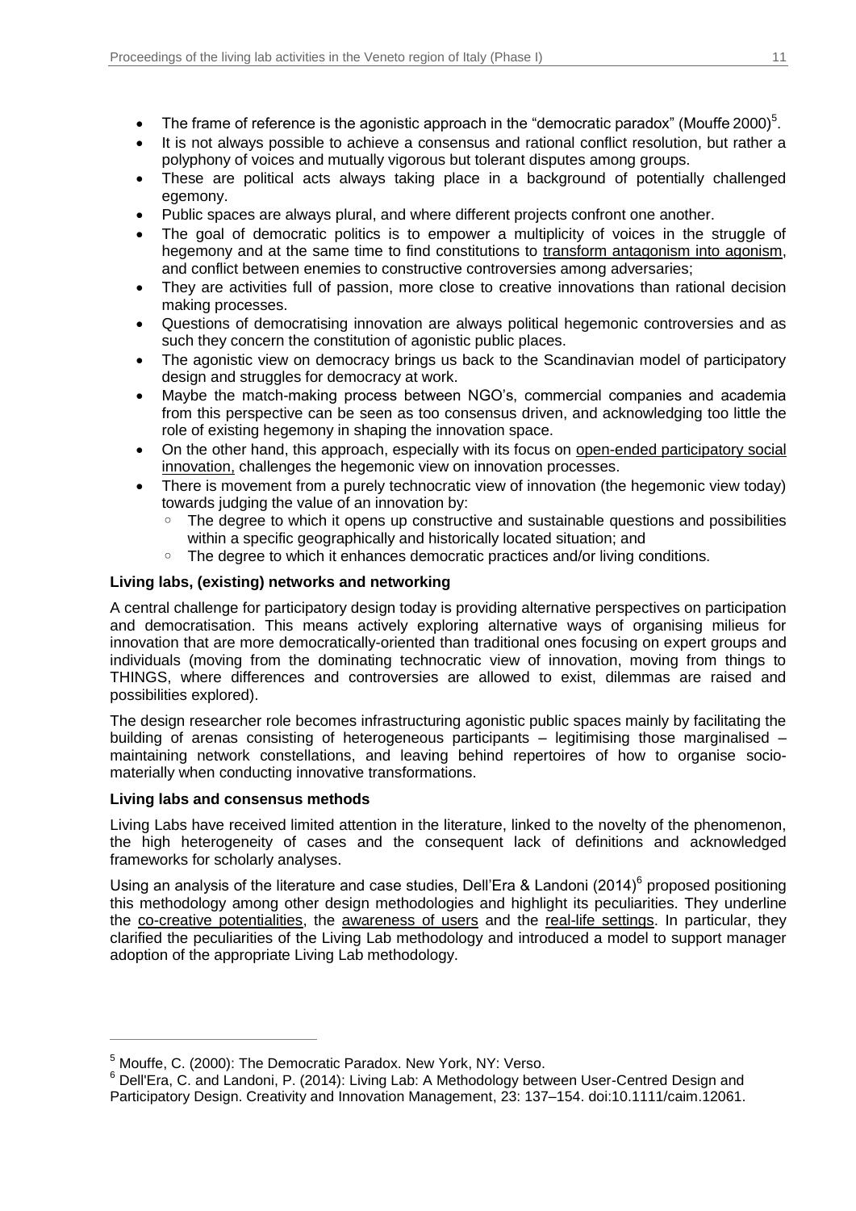- The frame of reference is the agonistic approach in the "democratic paradox" (Mouffe 2000)[5].
- It is not always possible to achieve a consensus and rational conflict resolution, but rather a polyphony of voices and mutually vigorous but tolerant disputes among groups.
- These are political acts always taking place in a background of potentially challenged egemony.
- Public spaces are always plural, and where different projects confront one another.
- The goal of democratic politics is to empower a multiplicity of voices in the struggle of hegemony and at the same time to find constitutions to transform antagonism into agonism, and conflict between enemies to constructive controversies among adversaries;
- They are activities full of passion, more close to creative innovations than rational decision making processes.
- Questions of democratising innovation are always political hegemonic controversies and as such they concern the constitution of agonistic public places.
- The agonistic view on democracy brings us back to the Scandinavian model of participatory design and struggles for democracy at work.
- Maybe the match-making process between NGO's, commercial companies and academia from this perspective can be seen as too consensus driven, and acknowledging too little the role of existing hegemony in shaping the innovation space.
- On the other hand, this approach, especially with its focus on open-ended participatory social innovation, challenges the hegemonic view on innovation processes.
- There is movement from a purely technocratic view of innovation (the hegemonic view today) towards judging the value of an innovation by:
  - The degree to which it opens up constructive and sustainable questions and possibilities within a specific geographically and historically located situation; and
  - The degree to which it enhances democratic practices and/or living conditions.

**Living labs, (existing) networks and networking**

A central challenge for participatory design today is providing alternative perspectives on participation and democratisation. This means actively exploring alternative ways of organising milieus for innovation that are more democratically-oriented than traditional ones focusing on expert groups and individuals (moving from the dominating technocratic view of innovation, moving from things to THINGS, where differences and controversies are allowed to exist, dilemmas are raised and possibilities explored).

The design researcher role becomes infrastructuring agonistic public spaces mainly by facilitating the building of arenas consisting of heterogeneous participants – legitimising those marginalised – maintaining network constellations, and leaving behind repertoires of how to organise socio-materially when conducting innovative transformations.

**Living labs and consensus methods**

Living Labs have received limited attention in the literature, linked to the novelty of the phenomenon, the high heterogeneity of cases and the consequent lack of definitions and acknowledged frameworks for scholarly analyses.

Using an analysis of the literature and case studies, Dell'Era & Landoni (2014)[6] proposed positioning this methodology among other design methodologies and highlight its peculiarities. They underline the co-creative potentialities, the awareness of users and the real-life settings. In particular, they clarified the peculiarities of the Living Lab methodology and introduced a model to support manager adoption of the appropriate Living Lab methodology.

---

[5] Mouffe, C. (2000): The Democratic Paradox. New York, NY: Verso.

[6] Dell'Era, C. and Landoni, P. (2014): Living Lab: A Methodology between User-Centred Design and Participatory Design. Creativity and Innovation Management, 23: 137–154. doi:10.1111/caim.12061.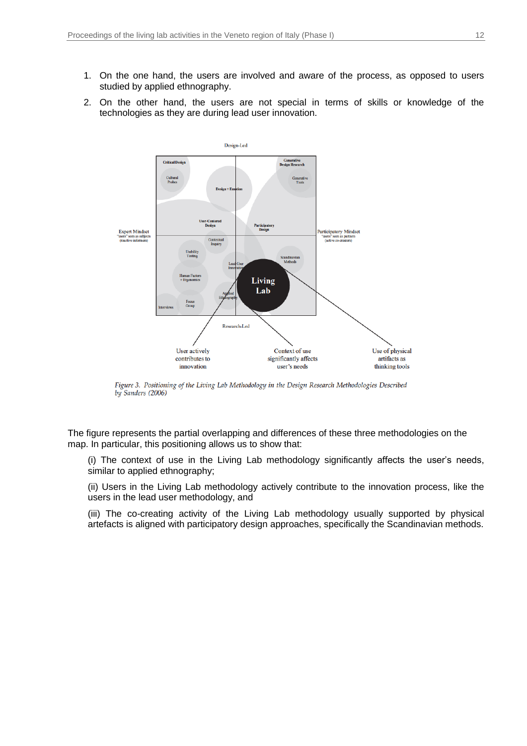1. On the one hand, the users are involved and aware of the process, as opposed to users studied by applied ethnography.
2. On the other hand, the users are not special in terms of skills or knowledge of the technologies as they are during lead user innovation.

*Figure 3. Positioning of the Living Lab Methodology in the Design Research Methodologies Described by Sanders (2006)*

The figure represents the partial overlapping and differences of these three methodologies on the map. In particular, this positioning allows us to show that:

(i) The context of use in the Living Lab methodology significantly affects the user's needs, similar to applied ethnography;

(ii) Users in the Living Lab methodology actively contribute to the innovation process, like the users in the lead user methodology, and

(iii) The co-creating activity of the Living Lab methodology usually supported by physical artefacts is aligned with participatory design approaches, specifically the Scandinavian methods.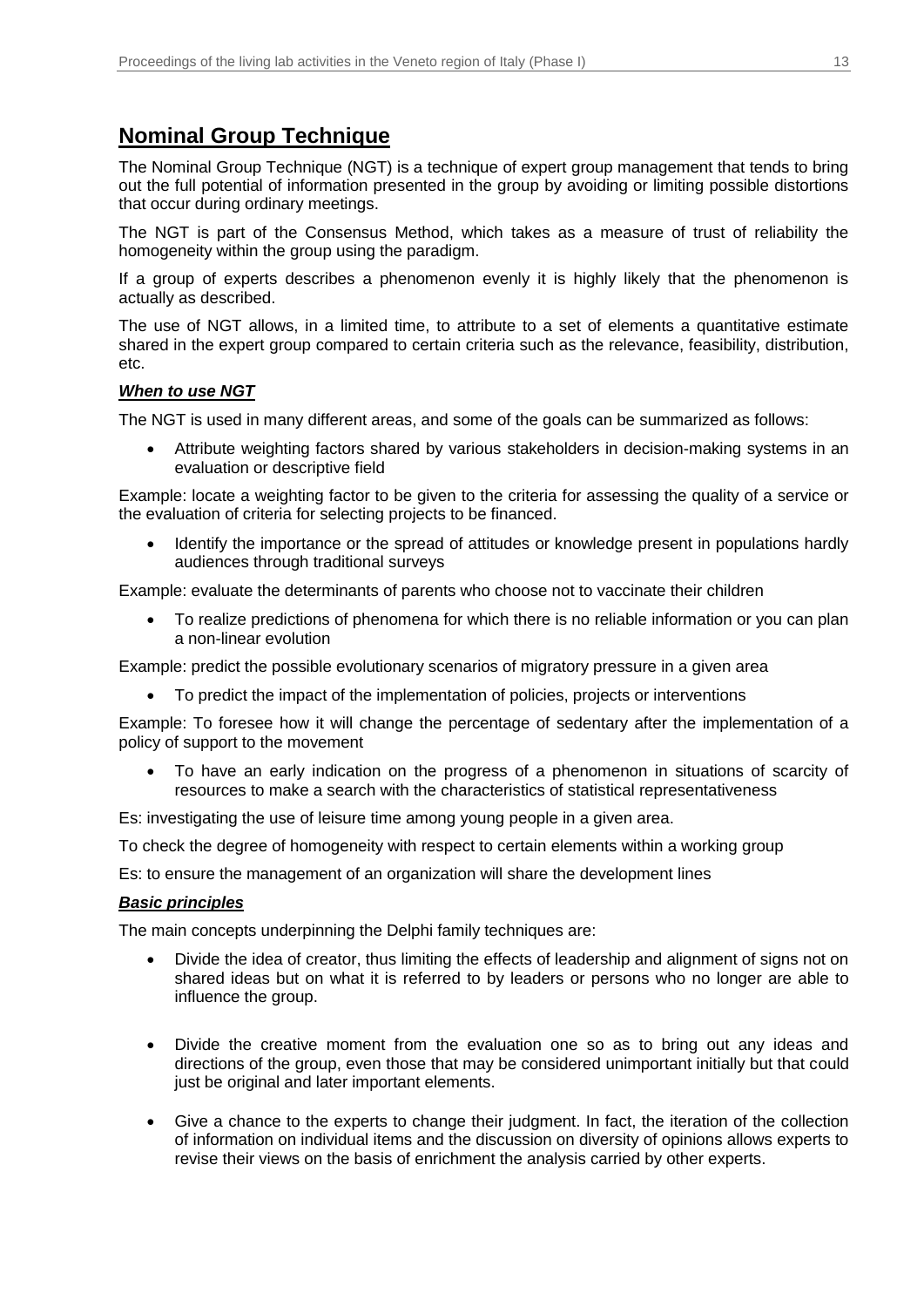## Nominal Group Technique

The Nominal Group Technique (NGT) is a technique of expert group management that tends to bring out the full potential of information presented in the group by avoiding or limiting possible distortions that occur during ordinary meetings.

The NGT is part of the Consensus Method, which takes as a measure of trust of reliability the homogeneity within the group using the paradigm.

If a group of experts describes a phenomenon evenly it is highly likely that the phenomenon is actually as described.

The use of NGT allows, in a limited time, to attribute to a set of elements a quantitative estimate shared in the expert group compared to certain criteria such as the relevance, feasibility, distribution, etc.

### *When to use NGT*

The NGT is used in many different areas, and some of the goals can be summarized as follows:

- Attribute weighting factors shared by various stakeholders in decision-making systems in an evaluation or descriptive field

Example: locate a weighting factor to be given to the criteria for assessing the quality of a service or the evaluation of criteria for selecting projects to be financed.

- Identify the importance or the spread of attitudes or knowledge present in populations hardly audiences through traditional surveys

Example: evaluate the determinants of parents who choose not to vaccinate their children

- To realize predictions of phenomena for which there is no reliable information or you can plan a non-linear evolution

Example: predict the possible evolutionary scenarios of migratory pressure in a given area

- To predict the impact of the implementation of policies, projects or interventions

Example: To foresee how it will change the percentage of sedentary after the implementation of a policy of support to the movement

- To have an early indication on the progress of a phenomenon in situations of scarcity of resources to make a search with the characteristics of statistical representativeness

Es: investigating the use of leisure time among young people in a given area.

To check the degree of homogeneity with respect to certain elements within a working group

Es: to ensure the management of an organization will share the development lines

### *Basic principles*

The main concepts underpinning the Delphi family techniques are:

- Divide the idea of creator, thus limiting the effects of leadership and alignment of signs not on shared ideas but on what it is referred to by leaders or persons who no longer are able to influence the group.

- Divide the creative moment from the evaluation one so as to bring out any ideas and directions of the group, even those that may be considered unimportant initially but that could just be original and later important elements.

- Give a chance to the experts to change their judgment. In fact, the iteration of the collection of information on individual items and the discussion on diversity of opinions allows experts to revise their views on the basis of enrichment the analysis carried by other experts.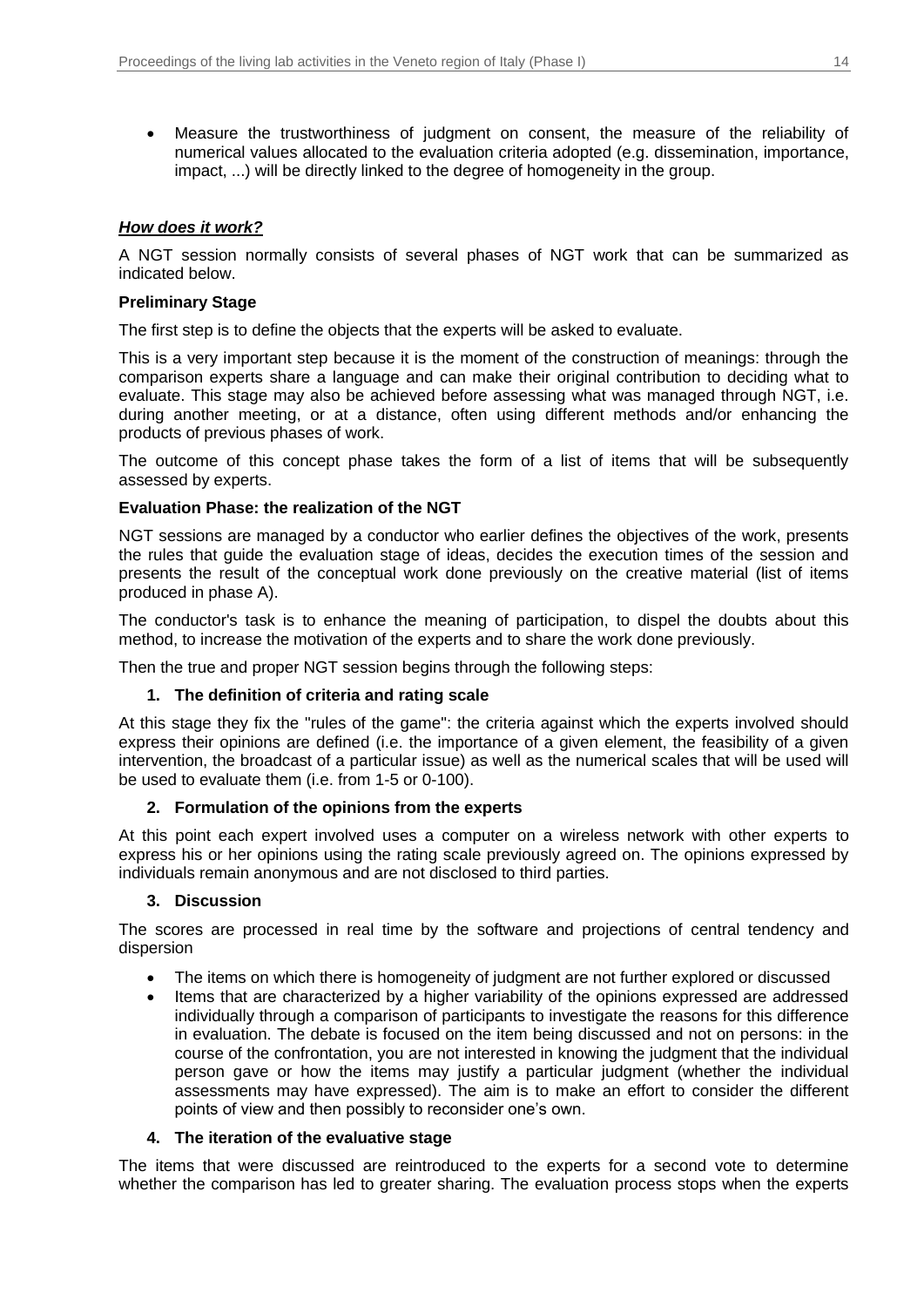- Measure the trustworthiness of judgment on consent, the measure of the reliability of numerical values allocated to the evaluation criteria adopted (e.g. dissemination, importance, impact, ...) will be directly linked to the degree of homogeneity in the group.

### ***How does it work?***

A NGT session normally consists of several phases of NGT work that can be summarized as indicated below.

**Preliminary Stage**

The first step is to define the objects that the experts will be asked to evaluate.

This is a very important step because it is the moment of the construction of meanings: through the comparison experts share a language and can make their original contribution to deciding what to evaluate. This stage may also be achieved before assessing what was managed through NGT, i.e. during another meeting, or at a distance, often using different methods and/or enhancing the products of previous phases of work.

The outcome of this concept phase takes the form of a list of items that will be subsequently assessed by experts.

**Evaluation Phase: the realization of the NGT**

NGT sessions are managed by a conductor who earlier defines the objectives of the work, presents the rules that guide the evaluation stage of ideas, decides the execution times of the session and presents the result of the conceptual work done previously on the creative material (list of items produced in phase A).

The conductor's task is to enhance the meaning of participation, to dispel the doubts about this method, to increase the motivation of the experts and to share the work done previously.

Then the true and proper NGT session begins through the following steps:

1. **The definition of criteria and rating scale**

At this stage they fix the "rules of the game": the criteria against which the experts involved should express their opinions are defined (i.e. the importance of a given element, the feasibility of a given intervention, the broadcast of a particular issue) as well as the numerical scales that will be used will be used to evaluate them (i.e. from 1-5 or 0-100).

2. **Formulation of the opinions from the experts**

At this point each expert involved uses a computer on a wireless network with other experts to express his or her opinions using the rating scale previously agreed on. The opinions expressed by individuals remain anonymous and are not disclosed to third parties.

3. **Discussion**

The scores are processed in real time by the software and projections of central tendency and dispersion

- The items on which there is homogeneity of judgment are not further explored or discussed
- Items that are characterized by a higher variability of the opinions expressed are addressed individually through a comparison of participants to investigate the reasons for this difference in evaluation. The debate is focused on the item being discussed and not on persons: in the course of the confrontation, you are not interested in knowing the judgment that the individual person gave or how the items may justify a particular judgment (whether the individual assessments may have expressed). The aim is to make an effort to consider the different points of view and then possibly to reconsider one's own.

4. **The iteration of the evaluative stage**

The items that were discussed are reintroduced to the experts for a second vote to determine whether the comparison has led to greater sharing. The evaluation process stops when the experts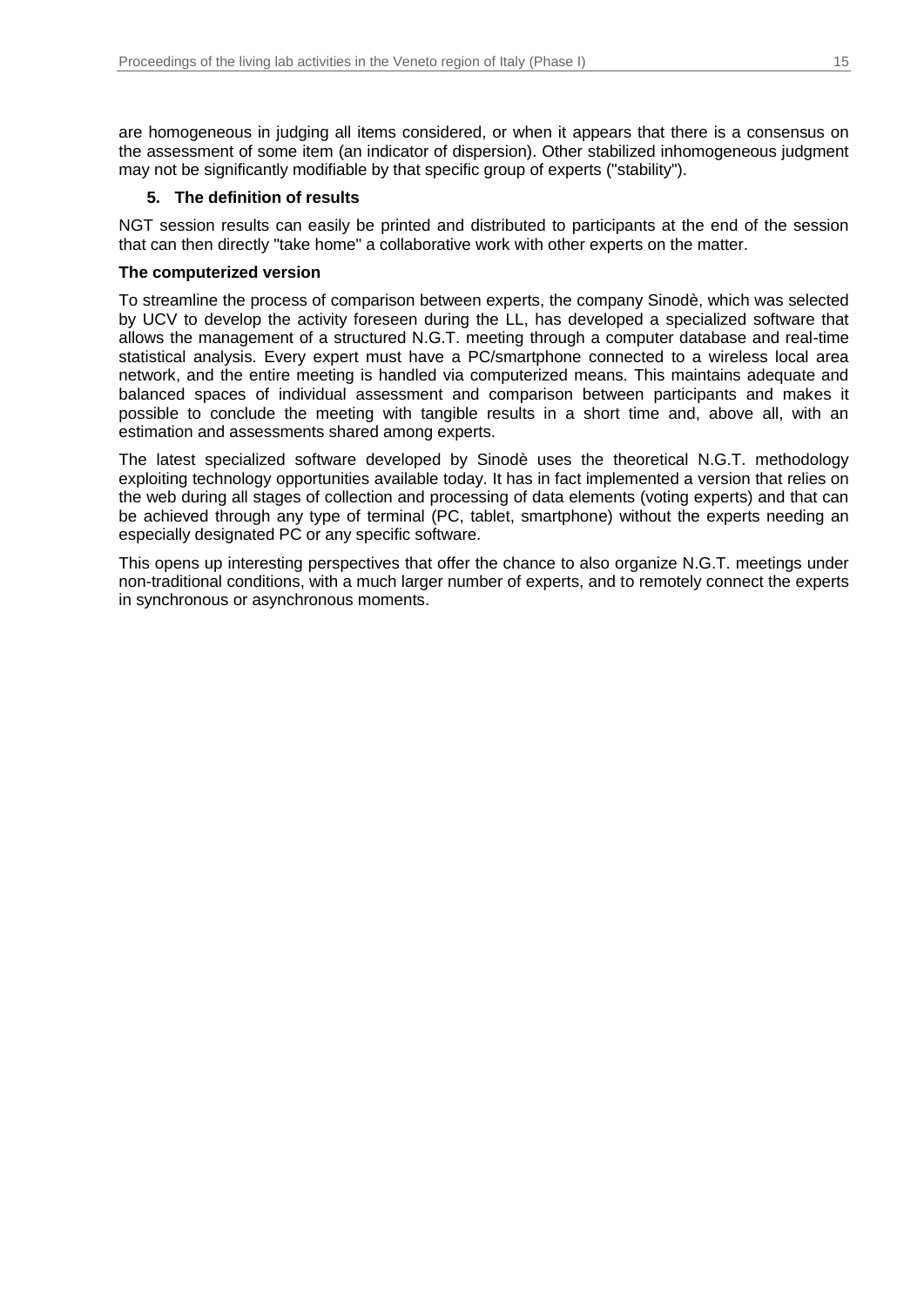are homogeneous in judging all items considered, or when it appears that there is a consensus on the assessment of some item (an indicator of dispersion). Other stabilized inhomogeneous judgment may not be significantly modifiable by that specific group of experts ("stability").

### 5. The definition of results

NGT session results can easily be printed and distributed to participants at the end of the session that can then directly "take home" a collaborative work with other experts on the matter.

**The computerized version**

To streamline the process of comparison between experts, the company Sinodè, which was selected by UCV to develop the activity foreseen during the LL, has developed a specialized software that allows the management of a structured N.G.T. meeting through a computer database and real-time statistical analysis. Every expert must have a PC/smartphone connected to a wireless local area network, and the entire meeting is handled via computerized means. This maintains adequate and balanced spaces of individual assessment and comparison between participants and makes it possible to conclude the meeting with tangible results in a short time and, above all, with an estimation and assessments shared among experts.

The latest specialized software developed by Sinodè uses the theoretical N.G.T. methodology exploiting technology opportunities available today. It has in fact implemented a version that relies on the web during all stages of collection and processing of data elements (voting experts) and that can be achieved through any type of terminal (PC, tablet, smartphone) without the experts needing an especially designated PC or any specific software.

This opens up interesting perspectives that offer the chance to also organize N.G.T. meetings under non-traditional conditions, with a much larger number of experts, and to remotely connect the experts in synchronous or asynchronous moments.